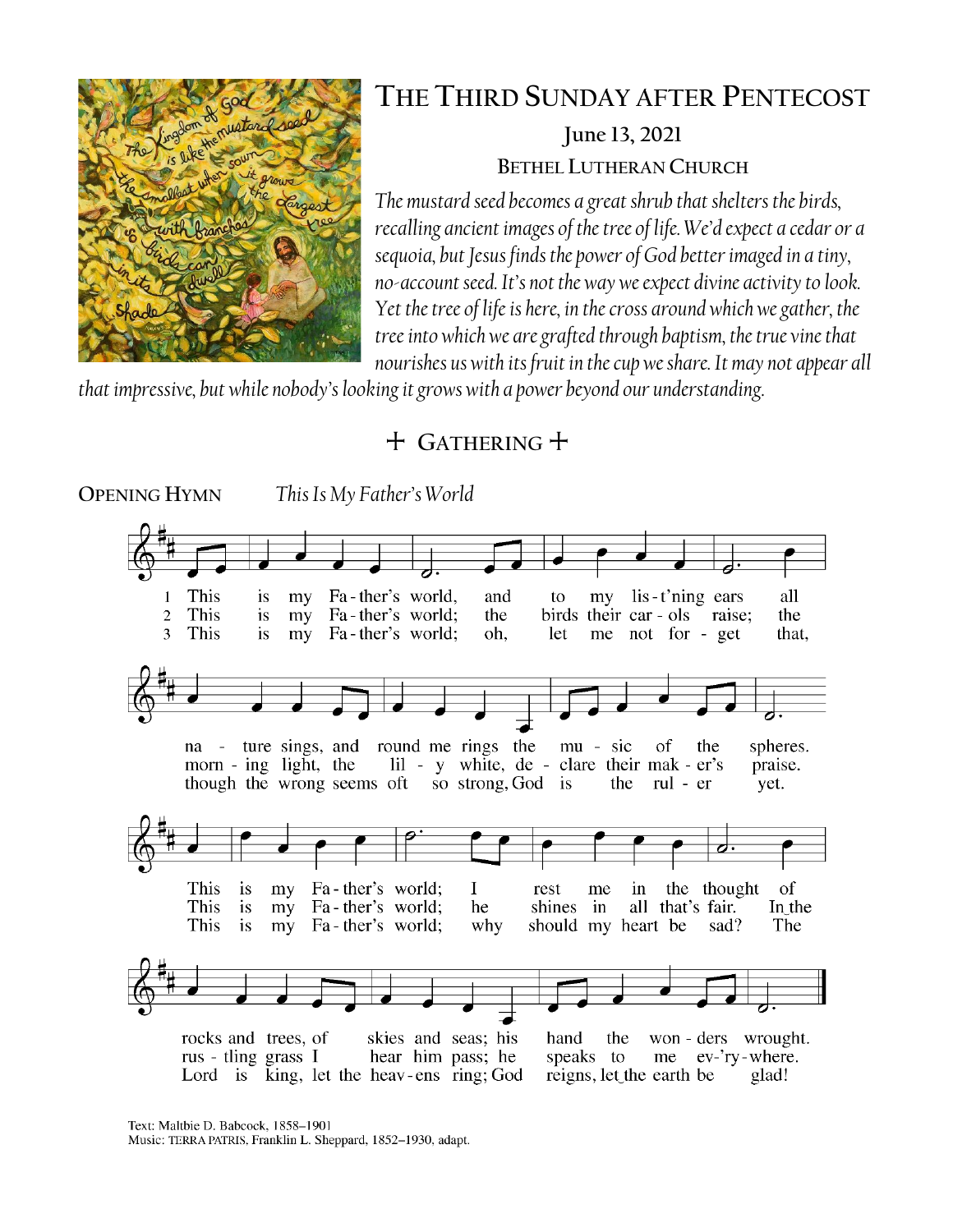# THE THIRD SUNDAY AFTER PENTECOST

**June 13, 2021**

**BETHEL LUTHERAN CHURCH**

*The mustard seed becomes a great shrub that shelters the birds, recalling ancient images of the tree of life. We'd expect a cedar or a sequoia, but Jesus finds the power of God better imaged in a tiny, no-account seed. It's not the way we expect divine activity to look. Yet the tree of life is here, in the cross around which we gather, the tree into which we are grafted through baptism, the true vine that nourishes us with its fruit in the cup we share. It may not appear all that impressive, but while nobody's looking it grows with a power beyond our understanding.*

## + GATHERING +

**OPENING HYMN** *This Is My Father's World*

1 This is my Father's world, and to my list'ning ears all nature sings, and round me rings the music of the spheres. This is my Father's world; I rest me in the thought of rocks and trees, of skies and seas; his hand the wonders wrought.

2 This is my Father's world; the birds their carols raise; the morning light, the lily white, declare their maker's praise. This is my Father's world; he shines in all that's fair. In the rustling grass I hear him pass; he speaks to me ev'rywhere.

3 This is my Father's world; oh, let me not forget that, though the wrong seems oft so strong, God is the ruler yet. This is my Father's world; why should my heart be sad? The Lord is king, let the heavens ring; God reigns, let the earth be glad!

Text: Maltbie D. Babcock, 1858–1901
Music: TERRA PATRIS, Franklin L. Sheppard, 1852–1930, adapt.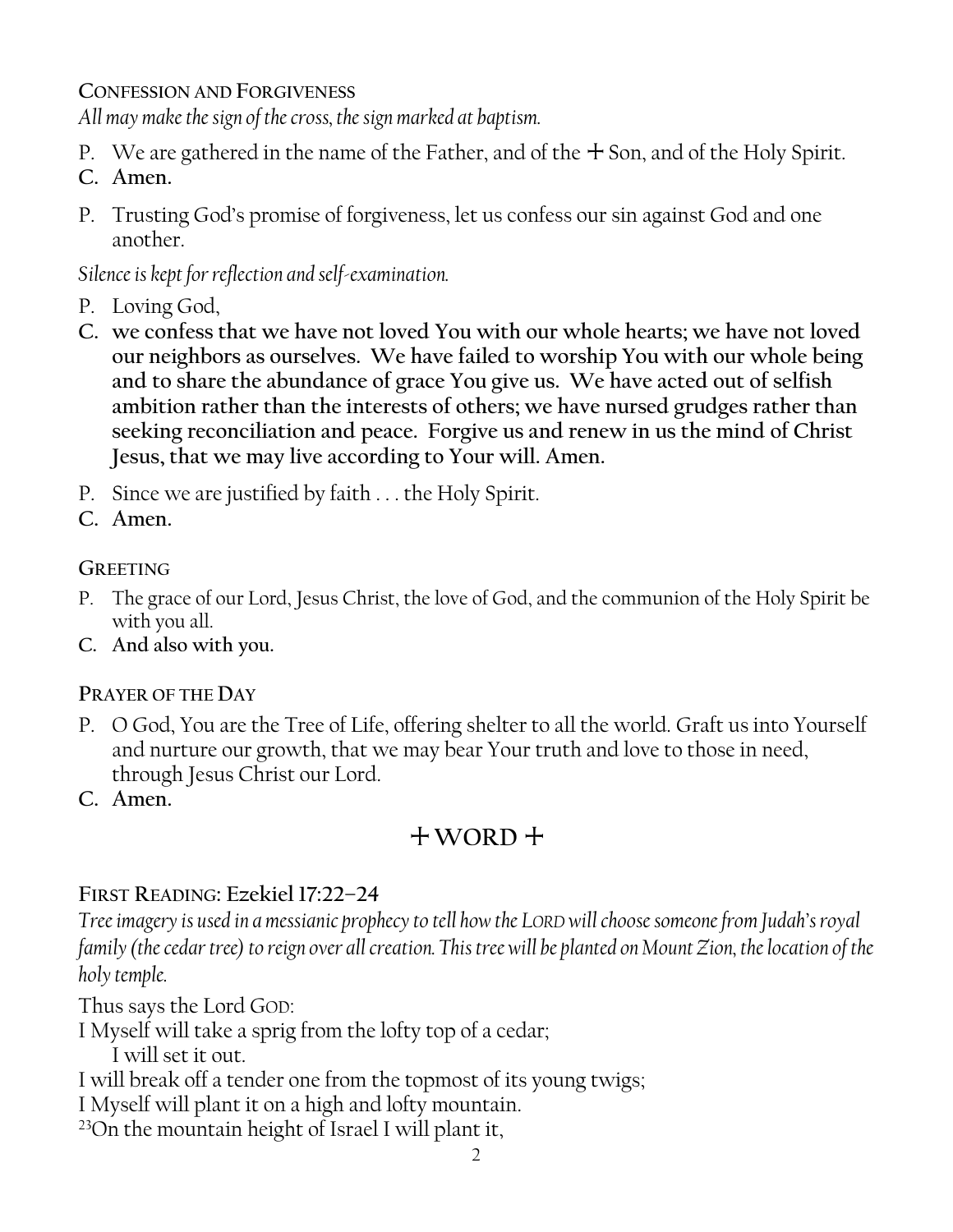## CONFESSION AND FORGIVENESS

*All may make the sign of the cross, the sign marked at baptism.*

P. We are gathered in the name of the Father, and of the ☩ Son, and of the Holy Spirit.
**C. Amen.**

P. Trusting God's promise of forgiveness, let us confess our sin against God and one another.

*Silence is kept for reflection and self-examination.*

P. Loving God,
**C. we confess that we have not loved You with our whole hearts; we have not loved our neighbors as ourselves. We have failed to worship You with our whole being and to share the abundance of grace You give us. We have acted out of selfish ambition rather than the interests of others; we have nursed grudges rather than seeking reconciliation and peace. Forgive us and renew in us the mind of Christ Jesus, that we may live according to Your will. Amen.**

P. Since we are justified by faith . . . the Holy Spirit.
**C. Amen.**

## GREETING

P. The grace of our Lord, Jesus Christ, the love of God, and the communion of the Holy Spirit be with you all.
**C. And also with you.**

## PRAYER OF THE DAY

P. O God, You are the Tree of Life, offering shelter to all the world. Graft us into Yourself and nurture our growth, that we may bear Your truth and love to those in need, through Jesus Christ our Lord.
**C. Amen.**

# ☩ WORD ☩

## FIRST READING: Ezekiel 17:22–24

*Tree imagery is used in a messianic prophecy to tell how the LORD will choose someone from Judah's royal family (the cedar tree) to reign over all creation. This tree will be planted on Mount Zion, the location of the holy temple.*

Thus says the Lord GOD:
I Myself will take a sprig from the lofty top of a cedar;
  I will set it out.
I will break off a tender one from the topmost of its young twigs;
I Myself will plant it on a high and lofty mountain.
[23]On the mountain height of Israel I will plant it,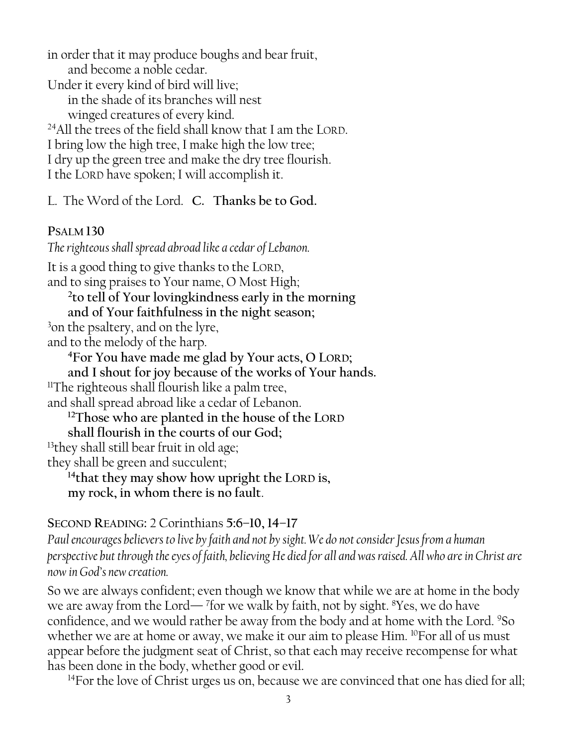in order that it may produce boughs and bear fruit,
    and become a noble cedar.
Under it every kind of bird will live;
    in the shade of its branches will nest
    winged creatures of every kind.
[24]All the trees of the field shall know that I am the LORD.
I bring low the high tree, I make high the low tree;
I dry up the green tree and make the dry tree flourish.
I the LORD have spoken; I will accomplish it.

L. The Word of the Lord. **C. Thanks be to God.**

## PSALM 130

*The righteous shall spread abroad like a cedar of Lebanon.*

It is a good thing to give thanks to the LORD,
and to sing praises to Your name, O Most High;
    **[2]to tell of Your lovingkindness early in the morning**
    **and of Your faithfulness in the night season;**
[3]on the psaltery, and on the lyre,
and to the melody of the harp.
    **[4]For You have made me glad by Your acts, O LORD;**
    **and I shout for joy because of the works of Your hands.**
[11]The righteous shall flourish like a palm tree,
and shall spread abroad like a cedar of Lebanon.
    **[12]Those who are planted in the house of the LORD**
    **shall flourish in the courts of our God;**
[13]they shall still bear fruit in old age;
they shall be green and succulent;
    **[14]that they may show how upright the LORD is,**
    **my rock, in whom there is no fault.**

## SECOND READING: 2 Corinthians 5:6–10, 14–17

*Paul encourages believers to live by faith and not by sight. We do not consider Jesus from a human perspective but through the eyes of faith, believing He died for all and was raised. All who are in Christ are now in God's new creation.*

So we are always confident; even though we know that while we are at home in the body we are away from the Lord— [7]for we walk by faith, not by sight. [8]Yes, we do have confidence, and we would rather be away from the body and at home with the Lord. [9]So whether we are at home or away, we make it our aim to please Him. [10]For all of us must appear before the judgment seat of Christ, so that each may receive recompense for what has been done in the body, whether good or evil.

[14]For the love of Christ urges us on, because we are convinced that one has died for all;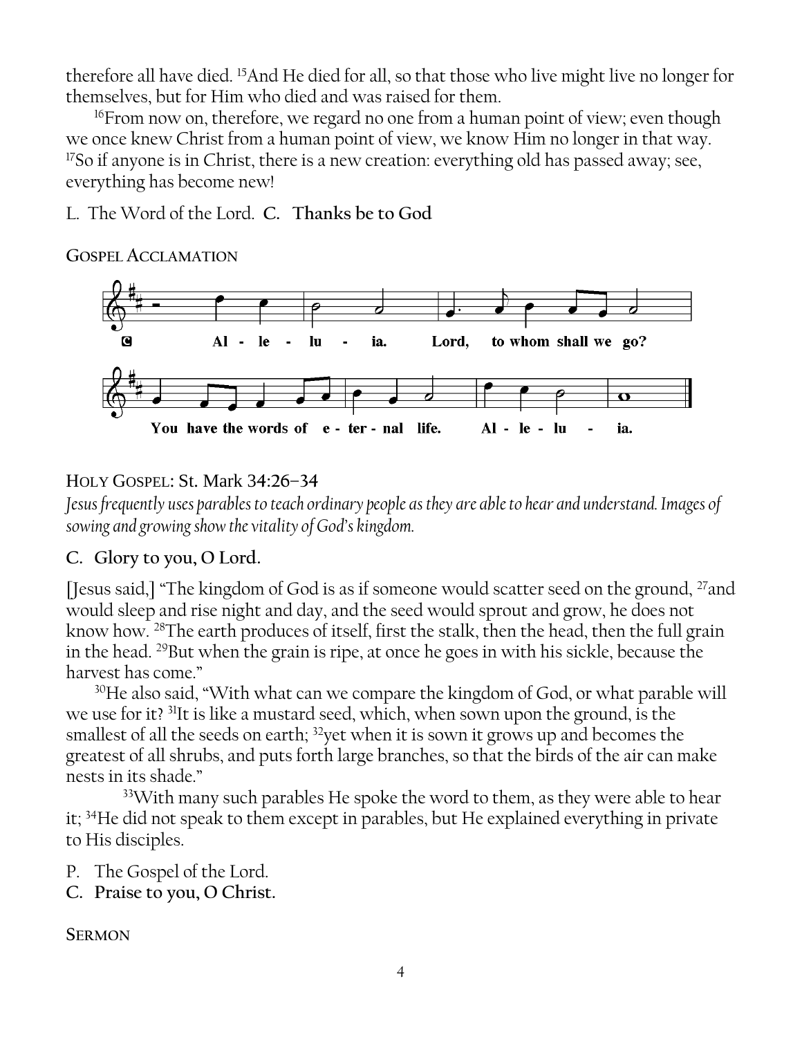therefore all have died. [15]And He died for all, so that those who live might live no longer for themselves, but for Him who died and was raised for them.

[16]From now on, therefore, we regard no one from a human point of view; even though we once knew Christ from a human point of view, we know Him no longer in that way. [17]So if anyone is in Christ, there is a new creation: everything old has passed away; see, everything has become new!

L. The Word of the Lord. **C. Thanks be to God**

**GOSPEL ACCLAMATION**

C Al - le - lu - ia. Lord, to whom shall we go?

You have the words of e - ter - nal life. Al - le - lu - ia.

HOLY GOSPEL: St. Mark 34:26–34

*Jesus frequently uses parables to teach ordinary people as they are able to hear and understand. Images of sowing and growing show the vitality of God's kingdom.*

**C. Glory to you, O Lord.**

[Jesus said,] "The kingdom of God is as if someone would scatter seed on the ground, [27]and would sleep and rise night and day, and the seed would sprout and grow, he does not know how. [28]The earth produces of itself, first the stalk, then the head, then the full grain in the head. [29]But when the grain is ripe, at once he goes in with his sickle, because the harvest has come."

[30]He also said, "With what can we compare the kingdom of God, or what parable will we use for it? [31]It is like a mustard seed, which, when sown upon the ground, is the smallest of all the seeds on earth; [32]yet when it is sown it grows up and becomes the greatest of all shrubs, and puts forth large branches, so that the birds of the air can make nests in its shade."

[33]With many such parables He spoke the word to them, as they were able to hear it; [34]He did not speak to them except in parables, but He explained everything in private to His disciples.

P. The Gospel of the Lord.
**C. Praise to you, O Christ.**

**SERMON**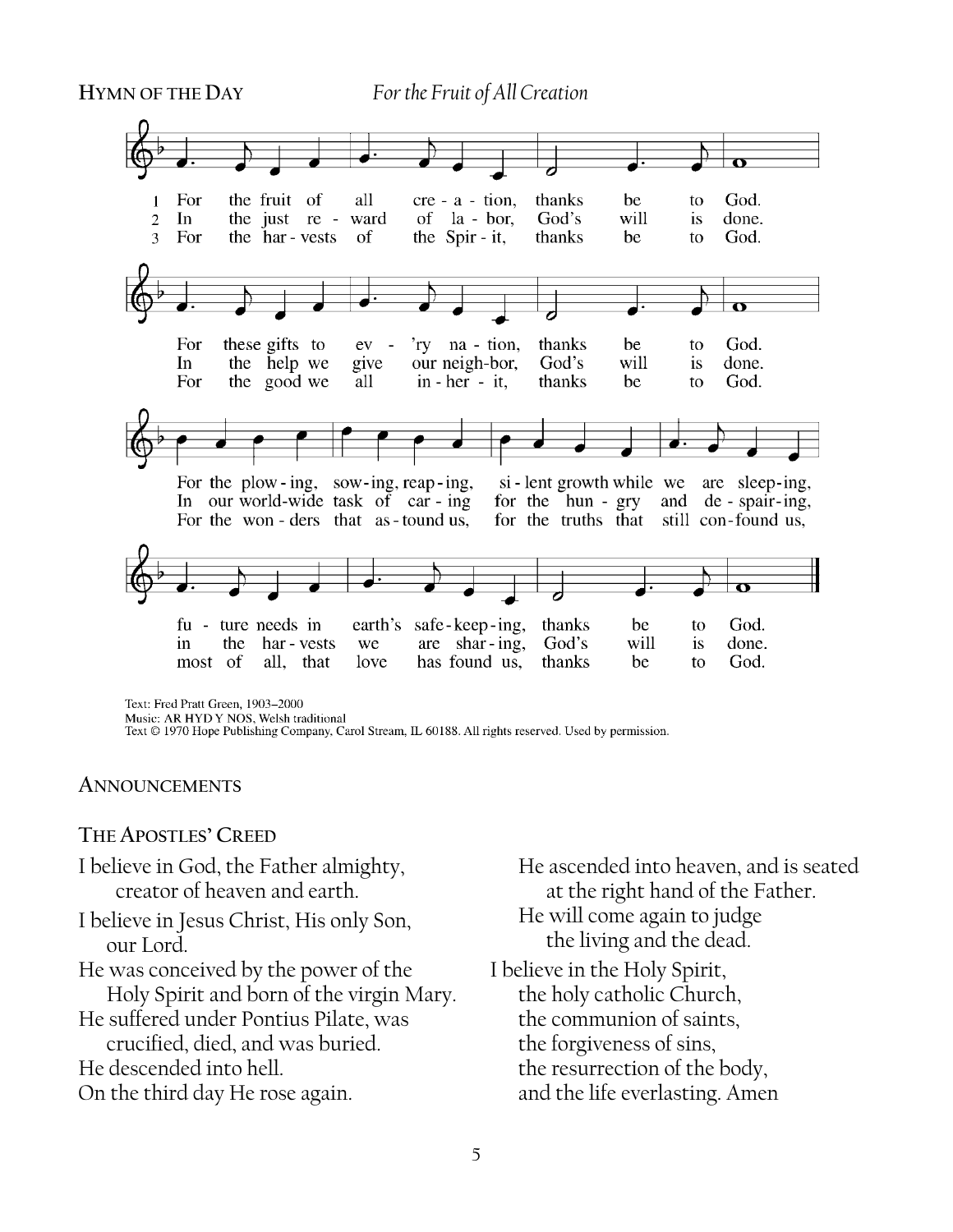**HYMN OF THE DAY** *For the Fruit of All Creation*

1 For the fruit of all cre - a - tion, thanks be to God.
For these gifts to ev - 'ry na - tion, thanks be to God.
For the plow - ing, sow - ing, reap - ing, si - lent growth while we are sleep - ing,
fu - ture needs in earth's safe - keep - ing, thanks be to God.

2 In the just re - ward of la - bor, God's will is done.
In the help we give our neigh - bor, God's will is done.
In our world-wide task of car - ing for the hun - gry and de - spair - ing,
in the har - vests we are shar - ing, God's will is done.

3 For the har - vests of the Spir - it, thanks be to God.
For the good we all in - her - it, thanks be to God.
For the won - ders that as - tound us, for the truths that still con - found us,
most of all, that love has found us, thanks be to God.

Text: Fred Pratt Green, 1903–2000
Music: AR HYD Y NOS, Welsh traditional
Text © 1970 Hope Publishing Company, Carol Stream, IL 60188. All rights reserved. Used by permission.

**ANNOUNCEMENTS**

**THE APOSTLES' CREED**

I believe in God, the Father almighty,
creator of heaven and earth.

I believe in Jesus Christ, His only Son,
our Lord.
He was conceived by the power of the Holy Spirit and born of the virgin Mary.
He suffered under Pontius Pilate, was crucified, died, and was buried.
He descended into hell.
On the third day He rose again.
He ascended into heaven, and is seated at the right hand of the Father.
He will come again to judge the living and the dead.

I believe in the Holy Spirit,
the holy catholic Church,
the communion of saints,
the forgiveness of sins,
the resurrection of the body,
and the life everlasting. Amen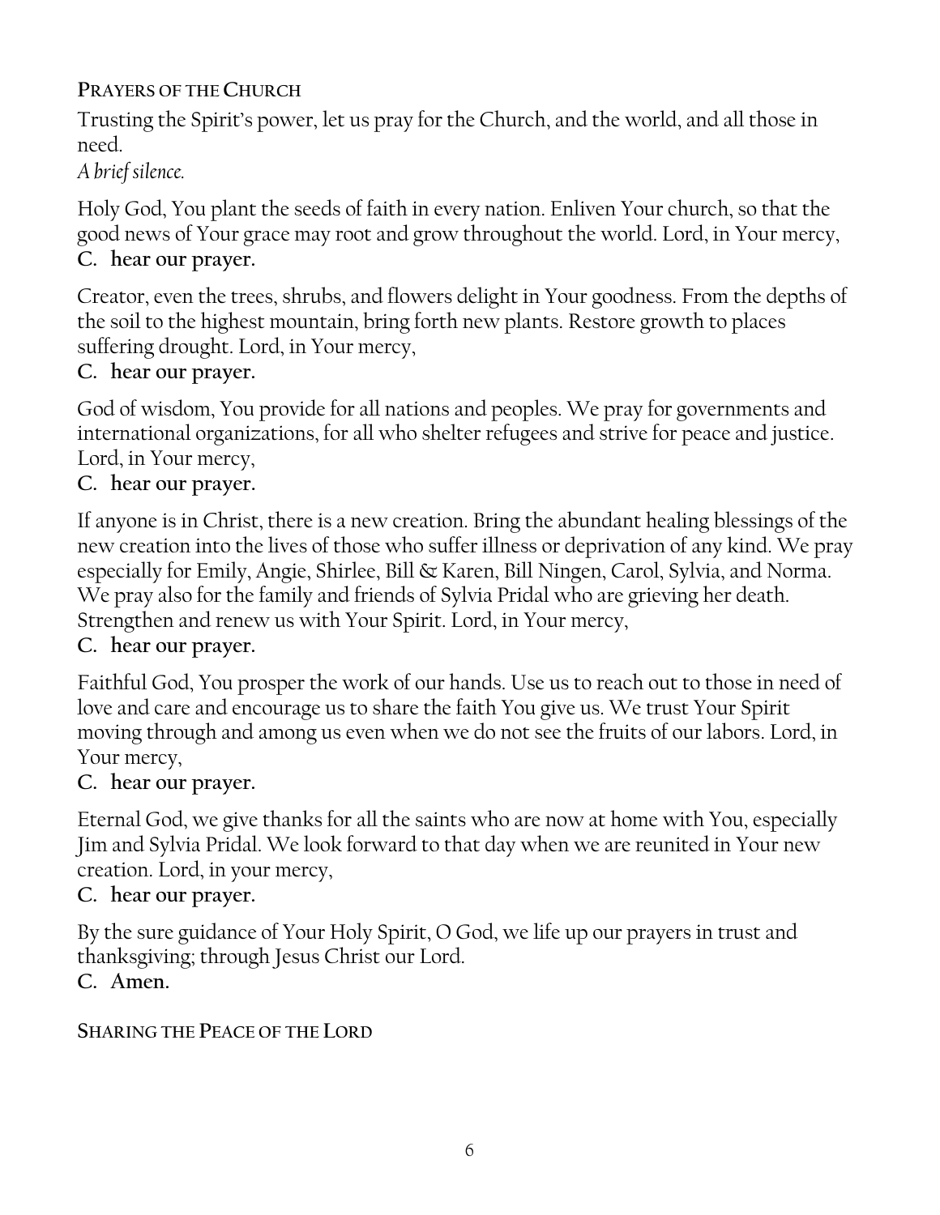**PRAYERS OF THE CHURCH**

Trusting the Spirit's power, let us pray for the Church, and the world, and all those in need.

*A brief silence.*

Holy God, You plant the seeds of faith in every nation. Enliven Your church, so that the good news of Your grace may root and grow throughout the world. Lord, in Your mercy,

**C. hear our prayer.**

Creator, even the trees, shrubs, and flowers delight in Your goodness. From the depths of the soil to the highest mountain, bring forth new plants. Restore growth to places suffering drought. Lord, in Your mercy,

**C. hear our prayer.**

God of wisdom, You provide for all nations and peoples. We pray for governments and international organizations, for all who shelter refugees and strive for peace and justice. Lord, in Your mercy,

**C. hear our prayer.**

If anyone is in Christ, there is a new creation. Bring the abundant healing blessings of the new creation into the lives of those who suffer illness or deprivation of any kind. We pray especially for Emily, Angie, Shirlee, Bill & Karen, Bill Ningen, Carol, Sylvia, and Norma. We pray also for the family and friends of Sylvia Pridal who are grieving her death. Strengthen and renew us with Your Spirit. Lord, in Your mercy,

**C. hear our prayer.**

Faithful God, You prosper the work of our hands. Use us to reach out to those in need of love and care and encourage us to share the faith You give us. We trust Your Spirit moving through and among us even when we do not see the fruits of our labors. Lord, in Your mercy,

**C. hear our prayer.**

Eternal God, we give thanks for all the saints who are now at home with You, especially Jim and Sylvia Pridal. We look forward to that day when we are reunited in Your new creation. Lord, in your mercy,

**C. hear our prayer.**

By the sure guidance of Your Holy Spirit, O God, we life up our prayers in trust and thanksgiving; through Jesus Christ our Lord.

**C. Amen.**

**SHARING THE PEACE OF THE LORD**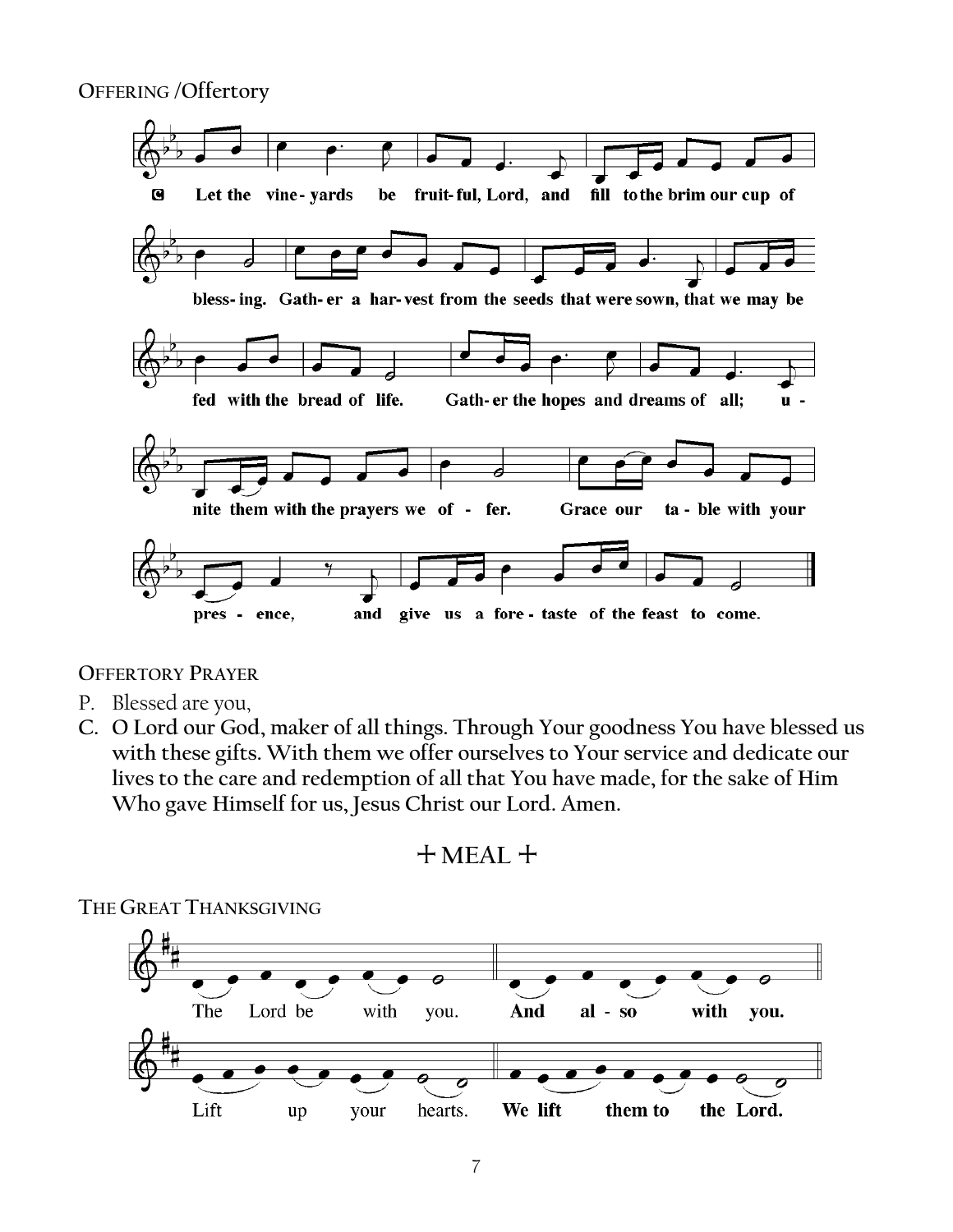**Offering /Offertory**

C Let the vine-yards be fruit-ful, Lord, and fill to the brim our cup of bless-ing. Gath-er a har-vest from the seeds that were sown, that we may be fed with the bread of life. Gath-er the hopes and dreams of all; u-nite them with the prayers we of-fer. Grace our ta-ble with your pres-ence, and give us a fore-taste of the feast to come.

**Offertory Prayer**

P. Blessed are you,

**C. O Lord our God, maker of all things. Through Your goodness You have blessed us with these gifts. With them we offer ourselves to Your service and dedicate our lives to the care and redemption of all that You have made, for the sake of Him Who gave Himself for us, Jesus Christ our Lord. Amen.**

## + MEAL +

**The Great Thanksgiving**

The Lord be with you. **And al-so with you.**

Lift up your hearts. **We lift them to the Lord.**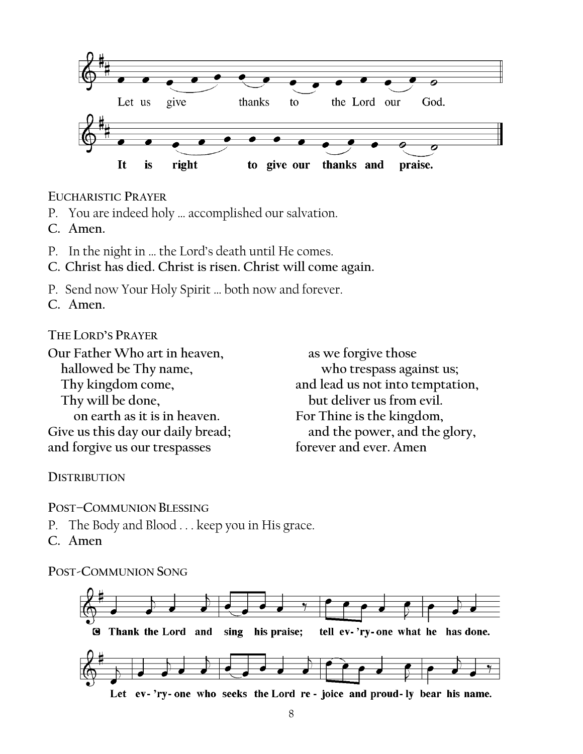Let us give thanks to the Lord our God.

**It is right to give our thanks and praise.**

EUCHARISTIC PRAYER

P. You are indeed holy … accomplished our salvation.

**C. Amen.**

P. In the night in … the Lord's death until He comes.

**C. Christ has died. Christ is risen. Christ will come again.**

P. Send now Your Holy Spirit … both now and forever.

**C. Amen.**

THE LORD'S PRAYER

**Our Father Who art in heaven,**
**hallowed be Thy name,**
**Thy kingdom come,**
**Thy will be done,**
**on earth as it is in heaven.**
**Give us this day our daily bread;**
**and forgive us our trespasses**
**as we forgive those**
**who trespass against us;**
**and lead us not into temptation,**
**but deliver us from evil.**
**For Thine is the kingdom,**
**and the power, and the glory,**
**forever and ever. Amen**

DISTRIBUTION

POST–COMMUNION BLESSING

P. The Body and Blood . . . keep you in His grace.

**C. Amen**

POST-COMMUNION SONG

**C Thank the Lord and sing his praise; tell ev-'ry-one what he has done.**

**Let ev-'ry-one who seeks the Lord re-joice and proud-ly bear his name.**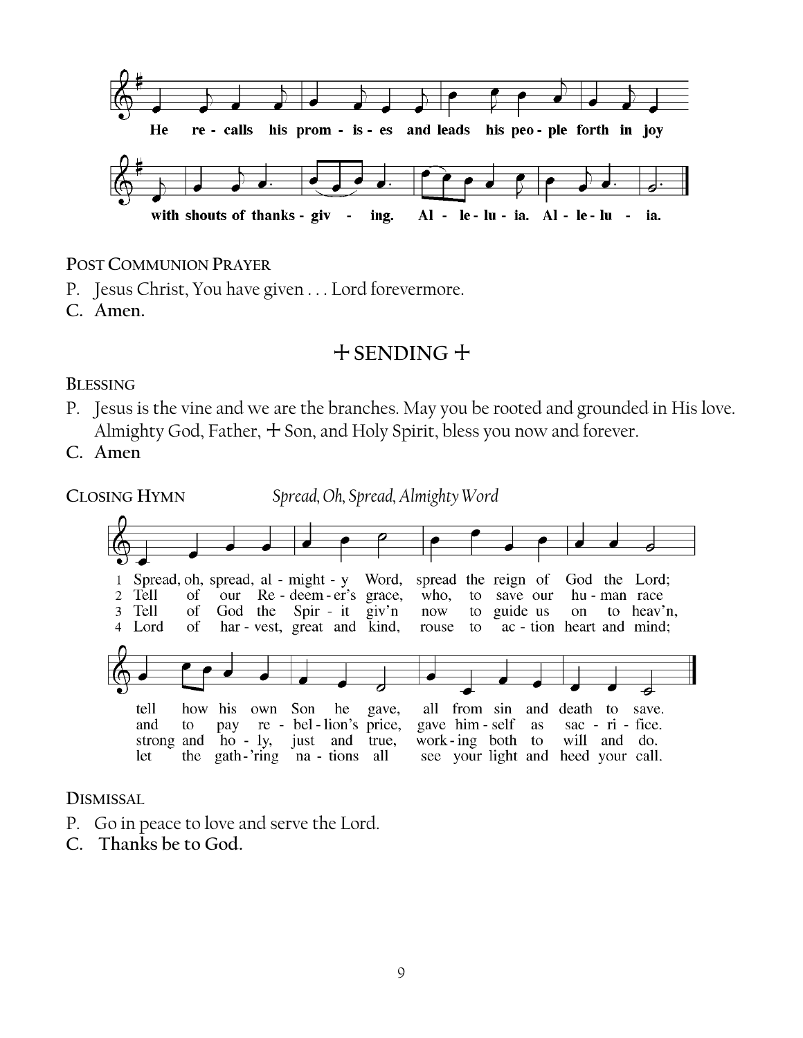He re-calls his prom-is-es and leads his peo-ple forth in joy

with shouts of thanks-giv - ing. Al - le-lu-ia. Al - le-lu - ia.

**POST COMMUNION PRAYER**

P. Jesus Christ, You have given . . . Lord forevermore.

**C. Amen.**

## + SENDING +

**BLESSING**

P. Jesus is the vine and we are the branches. May you be rooted and grounded in His love. Almighty God, Father, + Son, and Holy Spirit, bless you now and forever.

**C. Amen**

**CLOSING HYMN** *Spread, Oh, Spread, Almighty Word*

1 Spread, oh, spread, al - might - y Word, spread the reign of God the Lord; tell how his own Son he gave, all from sin and death to save.

2 Tell of our Re - deem - er's grace, who, to save our hu - man race and to pay re - bel - lion's price, gave him - self as sac - ri - fice.

3 Tell of God the Spir - it giv'n now to guide us on to heav'n, strong and ho - ly, just and true, work - ing both to will and do.

4 Lord of har - vest, great and kind, rouse to ac - tion heart and mind; let the gath - 'ring na - tions all see your light and heed your call.

**DISMISSAL**

P. Go in peace to love and serve the Lord.

**C. Thanks be to God.**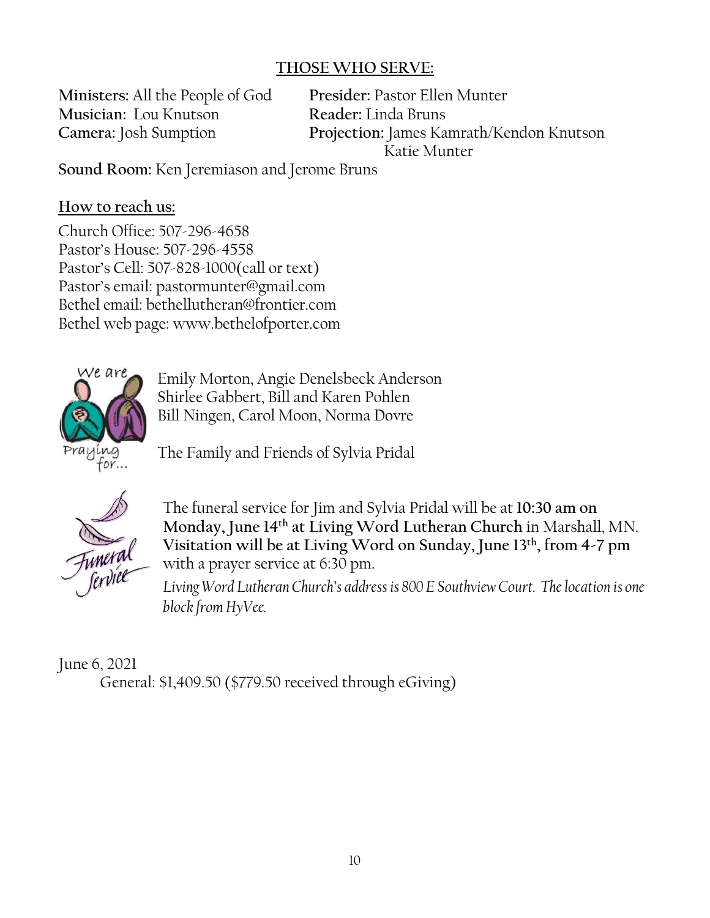## THOSE WHO SERVE:

**Ministers:** All the People of God
**Musician:** Lou Knutson
**Camera:** Josh Sumption
**Presider:** Pastor Ellen Munter
**Reader:** Linda Bruns
**Projection:** James Kamrath/Kendon Knutson
Katie Munter
**Sound Room:** Ken Jeremiason and Jerome Bruns

## How to reach us:

Church Office: 507-296-4658
Pastor's House: 507-296-4558
Pastor's Cell: 507-828-1000(call or text)
Pastor's email: pastormunter@gmail.com
Bethel email: bethellutheran@frontier.com
Bethel web page: www.bethelofporter.com

We are Praying for...

Emily Morton, Angie Denelsbeck Anderson
Shirlee Gabbert, Bill and Karen Pohlen
Bill Ningen, Carol Moon, Norma Dovre

The Family and Friends of Sylvia Pridal

Funeral Service

The funeral service for Jim and Sylvia Pridal will be at **10:30 am on Monday, June 14th at Living Word Lutheran Church** in Marshall, MN. **Visitation will be at Living Word on Sunday, June 13th, from 4-7 pm** with a prayer service at 6:30 pm.

*Living Word Lutheran Church's address is 800 E Southview Court. The location is one block from HyVee.*

June 6, 2021
General: $1,409.50 ($779.50 received through eGiving)